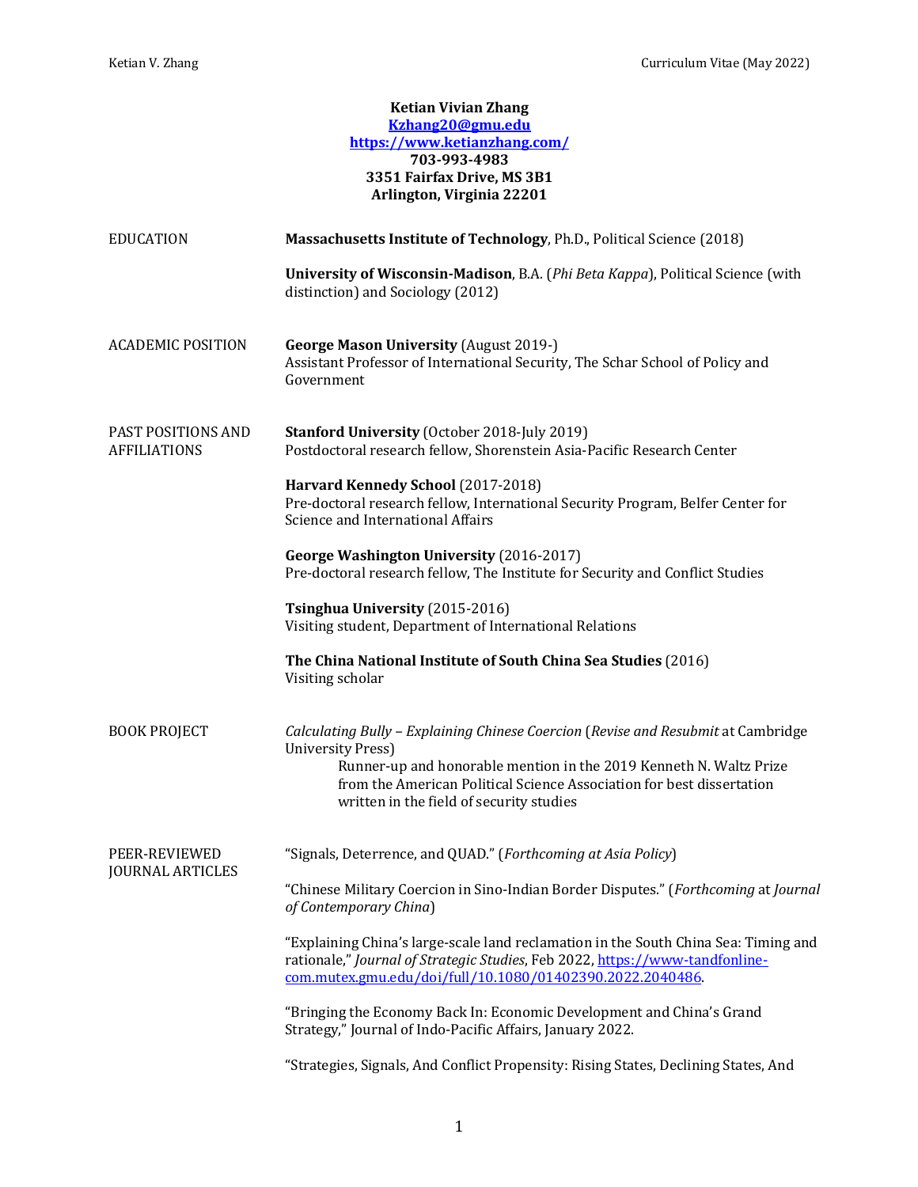**Ketian Vivian Zhang**
**[Kzhang20@gmu.edu](mailto:Kzhang20@gmu.edu)**
**[https://www.ketianzhang.com/](https://www.ketianzhang.com/)**
**703-993-4983**
**3351 Fairfax Drive, MS 3B1**
**Arlington, Virginia 22201**

## EDUCATION

**Massachusetts Institute of Technology**, Ph.D., Political Science (2018)

**University of Wisconsin-Madison**, B.A. (*Phi Beta Kappa*), Political Science (with distinction) and Sociology (2012)

## ACADEMIC POSITION

**George Mason University** (August 2019-)
Assistant Professor of International Security, The Schar School of Policy and Government

## PAST POSITIONS AND AFFILIATIONS

**Stanford University** (October 2018-July 2019)
Postdoctoral research fellow, Shorenstein Asia-Pacific Research Center

**Harvard Kennedy School** (2017-2018)
Pre-doctoral research fellow, International Security Program, Belfer Center for Science and International Affairs

**George Washington University** (2016-2017)
Pre-doctoral research fellow, The Institute for Security and Conflict Studies

**Tsinghua University** (2015-2016)
Visiting student, Department of International Relations

**The China National Institute of South China Sea Studies** (2016)
Visiting scholar

## BOOK PROJECT

*Calculating Bully – Explaining Chinese Coercion* (*Revise and Resubmit* at Cambridge University Press)

Runner-up and honorable mention in the 2019 Kenneth N. Waltz Prize from the American Political Science Association for best dissertation written in the field of security studies

## PEER-REVIEWED JOURNAL ARTICLES

"Signals, Deterrence, and QUAD." (*Forthcoming at Asia Policy*)

"Chinese Military Coercion in Sino-Indian Border Disputes." (*Forthcoming* at *Journal of Contemporary China*)

"Explaining China's large-scale land reclamation in the South China Sea: Timing and rationale," *Journal of Strategic Studies*, Feb 2022, [https://www-tandfonline-com.mutex.gmu.edu/doi/full/10.1080/01402390.2022.2040486](https://www-tandfonline-com.mutex.gmu.edu/doi/full/10.1080/01402390.2022.2040486).

"Bringing the Economy Back In: Economic Development and China's Grand Strategy," Journal of Indo-Pacific Affairs, January 2022.

"Strategies, Signals, And Conflict Propensity: Rising States, Declining States, And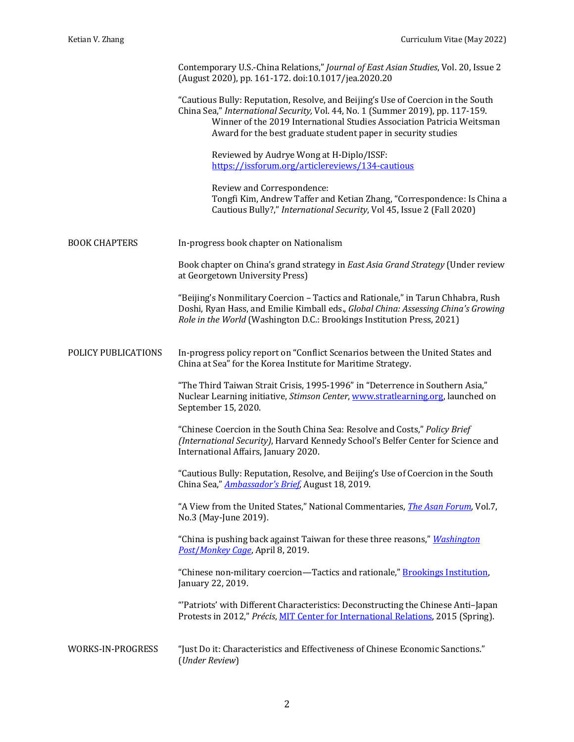Contemporary U.S.-China Relations," *Journal of East Asian Studies*, Vol. 20, Issue 2 (August 2020), pp. 161-172. doi:10.1017/jea.2020.20

"Cautious Bully: Reputation, Resolve, and Beijing's Use of Coercion in the South China Sea," *International Security,* Vol. 44, No. 1 (Summer 2019), pp. 117-159.

> Winner of the 2019 International Studies Association Patricia Weitsman Award for the best graduate student paper in security studies
>
> Reviewed by Audrye Wong at H-Diplo/ISSF: [https://issforum.org/articlereviews/134-cautious](https://issforum.org/articlereviews/134-cautious)
>
> Review and Correspondence:
> Tongfi Kim, Andrew Taffer and Ketian Zhang, "Correspondence: Is China a Cautious Bully?," *International Security*, Vol 45, Issue 2 (Fall 2020)

## BOOK CHAPTERS

In-progress book chapter on Nationalism

Book chapter on China's grand strategy in *East Asia Grand Strategy* (Under review at Georgetown University Press)

"Beijing's Nonmilitary Coercion – Tactics and Rationale," in Tarun Chhabra, Rush Doshi, Ryan Hass, and Emilie Kimball eds., *Global China: Assessing China's Growing Role in the World* (Washington D.C.: Brookings Institution Press, 2021)

## POLICY PUBLICATIONS

In-progress policy report on "Conflict Scenarios between the United States and China at Sea" for the Korea Institute for Maritime Strategy.

"The Third Taiwan Strait Crisis, 1995-1996" in "Deterrence in Southern Asia," Nuclear Learning initiative, *Stimson Center*, [www.stratlearning.org](www.stratlearning.org), launched on September 15, 2020.

"Chinese Coercion in the South China Sea: Resolve and Costs," *Policy Brief (International Security)*, Harvard Kennedy School's Belfer Center for Science and International Affairs, January 2020.

"Cautious Bully: Reputation, Resolve, and Beijing's Use of Coercion in the South China Sea," *Ambassador's Brief*, August 18, 2019.

"A View from the United States," National Commentaries, *The Asan Forum*, Vol.7, No.3 (May-June 2019).

"China is pushing back against Taiwan for these three reasons," *Washington Post/Monkey Cage*, April 8, 2019.

"Chinese non-military coercion—Tactics and rationale," Brookings Institution, January 22, 2019.

"'Patriots' with Different Characteristics: Deconstructing the Chinese Anti–Japan Protests in 2012," *Précis*, MIT Center for International Relations, 2015 (Spring).

## WORKS-IN-PROGRESS

"Just Do it: Characteristics and Effectiveness of Chinese Economic Sanctions." (*Under Review*)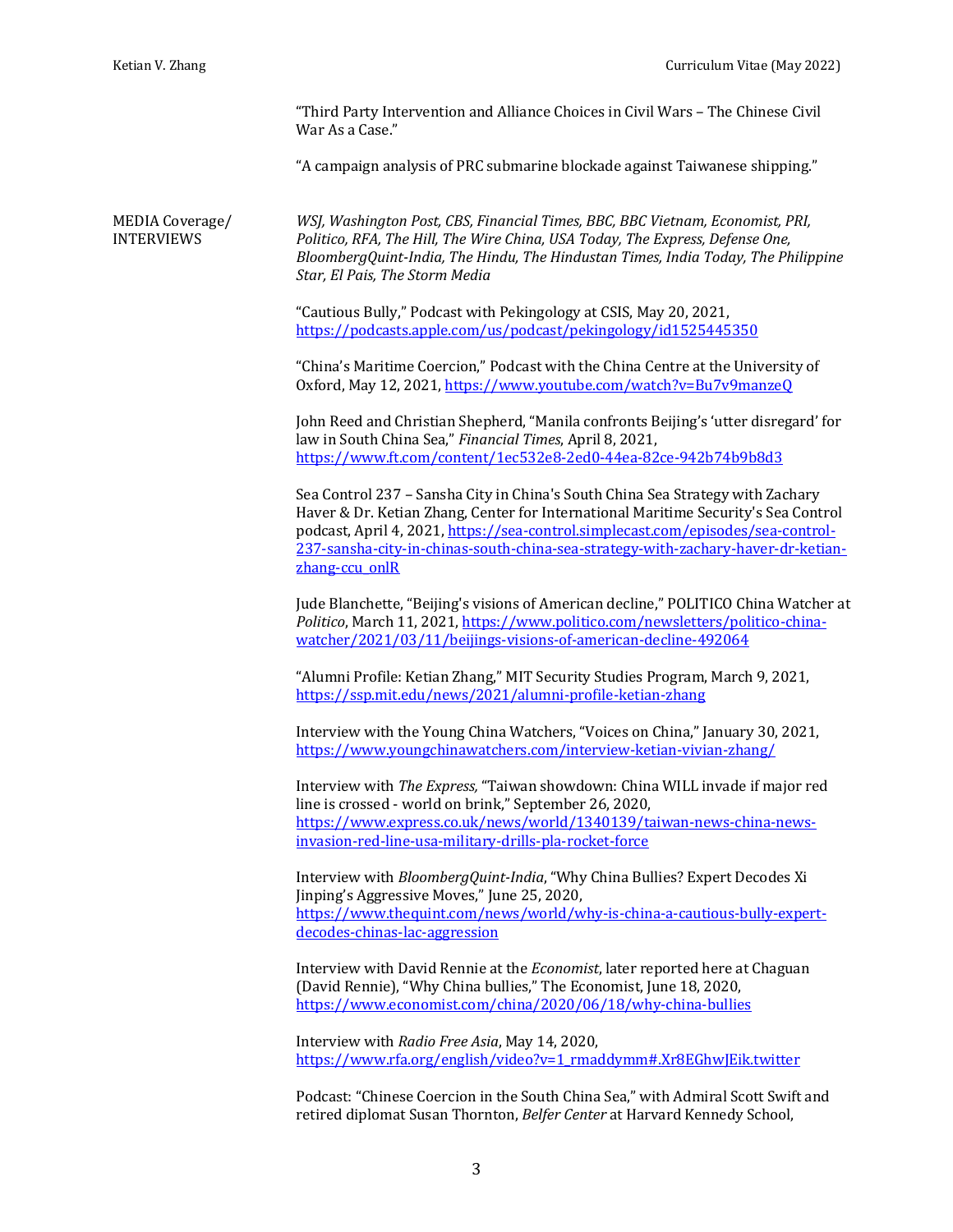"Third Party Intervention and Alliance Choices in Civil Wars – The Chinese Civil War As a Case."

"A campaign analysis of PRC submarine blockade against Taiwanese shipping."

## MEDIA Coverage/ INTERVIEWS

*WSJ, Washington Post, CBS, Financial Times, BBC, BBC Vietnam, Economist, PRI, Politico, RFA, The Hill, The Wire China, USA Today, The Express, Defense One, BloombergQuint-India, The Hindu, The Hindustan Times, India Today, The Philippine Star, El Pais, The Storm Media*

"Cautious Bully," Podcast with Pekingology at CSIS, May 20, 2021, https://podcasts.apple.com/us/podcast/pekingology/id1525445350

"China's Maritime Coercion," Podcast with the China Centre at the University of Oxford, May 12, 2021, https://www.youtube.com/watch?v=Bu7v9manzeQ

John Reed and Christian Shepherd, "Manila confronts Beijing's 'utter disregard' for law in South China Sea," *Financial Times*, April 8, 2021, https://www.ft.com/content/1ec532e8-2ed0-44ea-82ce-942b74b9b8d3

Sea Control 237 – Sansha City in China's South China Sea Strategy with Zachary Haver & Dr. Ketian Zhang, Center for International Maritime Security's Sea Control podcast, April 4, 2021, https://sea-control.simplecast.com/episodes/sea-control-237-sansha-city-in-chinas-south-china-sea-strategy-with-zachary-haver-dr-ketian-zhang-ccu_onlR

Jude Blanchette, "Beijing's visions of American decline," POLITICO China Watcher at *Politico*, March 11, 2021, https://www.politico.com/newsletters/politico-china-watcher/2021/03/11/beijings-visions-of-american-decline-492064

"Alumni Profile: Ketian Zhang," MIT Security Studies Program, March 9, 2021, https://ssp.mit.edu/news/2021/alumni-profile-ketian-zhang

Interview with the Young China Watchers, "Voices on China," January 30, 2021, https://www.youngchinawatchers.com/interview-ketian-vivian-zhang/

Interview with *The Express,* "Taiwan showdown: China WILL invade if major red line is crossed - world on brink," September 26, 2020, https://www.express.co.uk/news/world/1340139/taiwan-news-china-news-invasion-red-line-usa-military-drills-pla-rocket-force

Interview with *BloombergQuint-India*, "Why China Bullies? Expert Decodes Xi Jinping's Aggressive Moves," June 25, 2020, https://www.thequint.com/news/world/why-is-china-a-cautious-bully-expert-decodes-chinas-lac-aggression

Interview with David Rennie at the *Economist*, later reported here at Chaguan (David Rennie), "Why China bullies," The Economist, June 18, 2020, https://www.economist.com/china/2020/06/18/why-china-bullies

Interview with *Radio Free Asia*, May 14, 2020, https://www.rfa.org/english/video?v=1_rmaddymm#.Xr8EGhwJEik.twitter

Podcast: "Chinese Coercion in the South China Sea," with Admiral Scott Swift and retired diplomat Susan Thornton, *Belfer Center* at Harvard Kennedy School,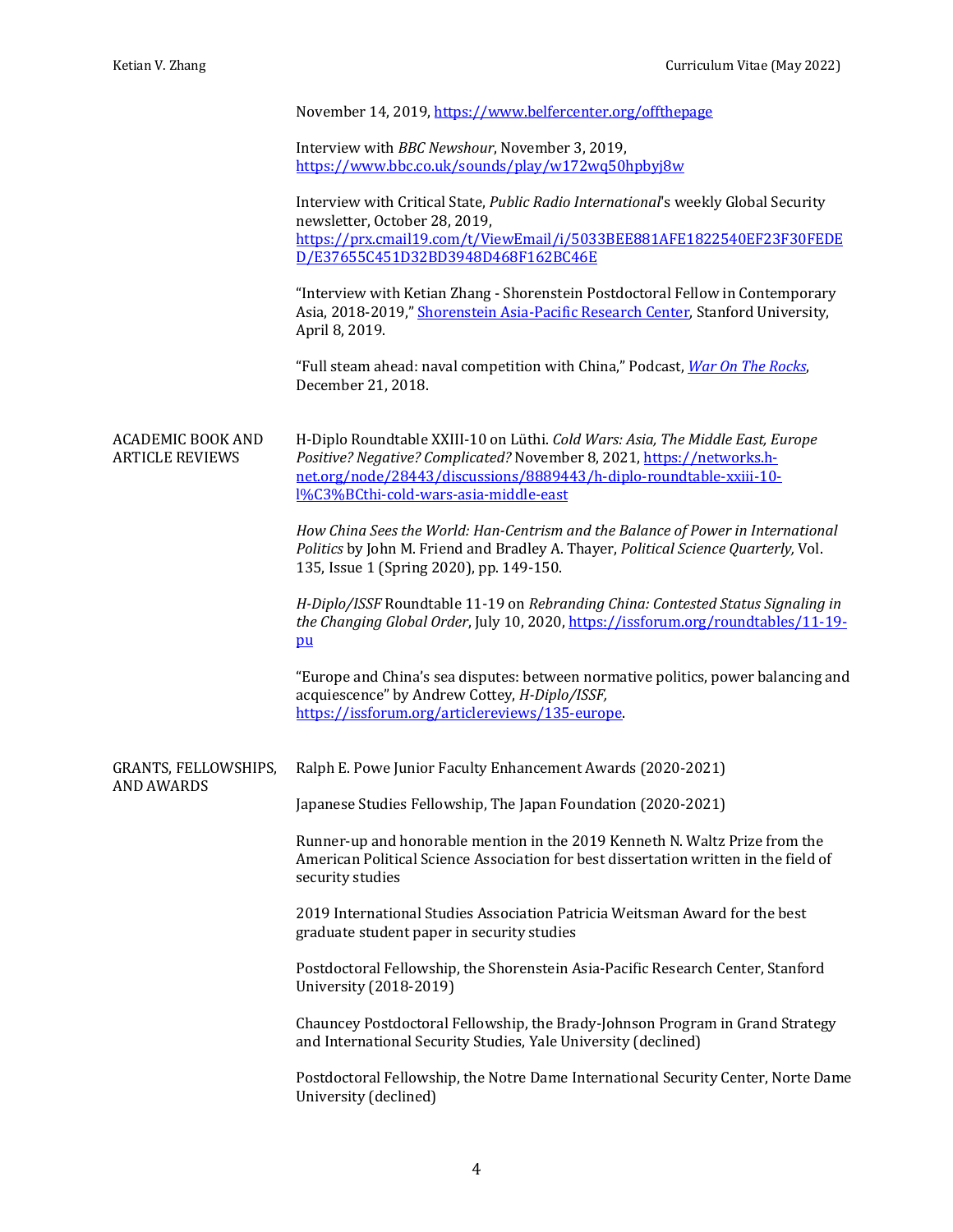November 14, 2019, https://www.belfercenter.org/offthepage

Interview with *BBC Newshour*, November 3, 2019, https://www.bbc.co.uk/sounds/play/w172wq50hpbyj8w

Interview with Critical State, *Public Radio International*'s weekly Global Security newsletter, October 28, 2019, https://prx.cmail19.com/t/ViewEmail/i/5033BEE881AFE1822540EF23F30FEDED/E37655C451D32BD3948D468F162BC46E

"Interview with Ketian Zhang - Shorenstein Postdoctoral Fellow in Contemporary Asia, 2018-2019," Shorenstein Asia-Pacific Research Center, Stanford University, April 8, 2019.

"Full steam ahead: naval competition with China," Podcast, *War On The Rocks*, December 21, 2018.

## ACADEMIC BOOK AND ARTICLE REVIEWS

H-Diplo Roundtable XXIII-10 on Lüthi. *Cold Wars: Asia, The Middle East, Europe Positive? Negative? Complicated?* November 8, 2021, https://networks.h-net.org/node/28443/discussions/8889443/h-diplo-roundtable-xxiii-10-l%C3%BCthi-cold-wars-asia-middle-east

*How China Sees the World: Han-Centrism and the Balance of Power in International Politics* by John M. Friend and Bradley A. Thayer, *Political Science Quarterly,* Vol. 135, Issue 1 (Spring 2020), pp. 149-150.

*H-Diplo/ISSF* Roundtable 11-19 on *Rebranding China: Contested Status Signaling in the Changing Global Order*, July 10, 2020, https://issforum.org/roundtables/11-19-pu

"Europe and China's sea disputes: between normative politics, power balancing and acquiescence" by Andrew Cottey, *H-Diplo/ISSF,* https://issforum.org/articlereviews/135-europe.

## GRANTS, FELLOWSHIPS, AND AWARDS

Ralph E. Powe Junior Faculty Enhancement Awards (2020-2021)

Japanese Studies Fellowship, The Japan Foundation (2020-2021)

Runner-up and honorable mention in the 2019 Kenneth N. Waltz Prize from the American Political Science Association for best dissertation written in the field of security studies

2019 International Studies Association Patricia Weitsman Award for the best graduate student paper in security studies

Postdoctoral Fellowship, the Shorenstein Asia-Pacific Research Center, Stanford University (2018-2019)

Chauncey Postdoctoral Fellowship, the Brady-Johnson Program in Grand Strategy and International Security Studies, Yale University (declined)

Postdoctoral Fellowship, the Notre Dame International Security Center, Norte Dame University (declined)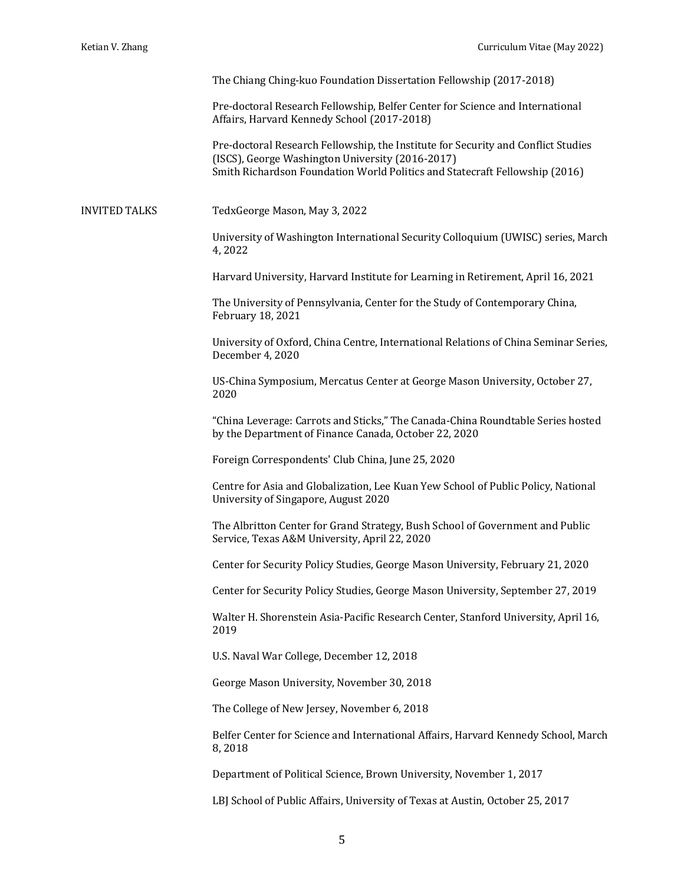The Chiang Ching-kuo Foundation Dissertation Fellowship (2017-2018)

Pre-doctoral Research Fellowship, Belfer Center for Science and International Affairs, Harvard Kennedy School (2017-2018)

Pre-doctoral Research Fellowship, the Institute for Security and Conflict Studies (ISCS), George Washington University (2016-2017)
Smith Richardson Foundation World Politics and Statecraft Fellowship (2016)

## INVITED TALKS

TedxGeorge Mason, May 3, 2022

University of Washington International Security Colloquium (UWISC) series, March 4, 2022

Harvard University, Harvard Institute for Learning in Retirement, April 16, 2021

The University of Pennsylvania, Center for the Study of Contemporary China, February 18, 2021

University of Oxford, China Centre, International Relations of China Seminar Series, December 4, 2020

US-China Symposium, Mercatus Center at George Mason University, October 27, 2020

"China Leverage: Carrots and Sticks," The Canada-China Roundtable Series hosted by the Department of Finance Canada, October 22, 2020

Foreign Correspondents' Club China, June 25, 2020

Centre for Asia and Globalization, Lee Kuan Yew School of Public Policy, National University of Singapore, August 2020

The Albritton Center for Grand Strategy, Bush School of Government and Public Service, Texas A&M University, April 22, 2020

Center for Security Policy Studies, George Mason University, February 21, 2020

Center for Security Policy Studies, George Mason University, September 27, 2019

Walter H. Shorenstein Asia-Pacific Research Center, Stanford University, April 16, 2019

U.S. Naval War College, December 12, 2018

George Mason University, November 30, 2018

The College of New Jersey, November 6, 2018

Belfer Center for Science and International Affairs, Harvard Kennedy School, March 8, 2018

Department of Political Science, Brown University, November 1, 2017

LBJ School of Public Affairs, University of Texas at Austin, October 25, 2017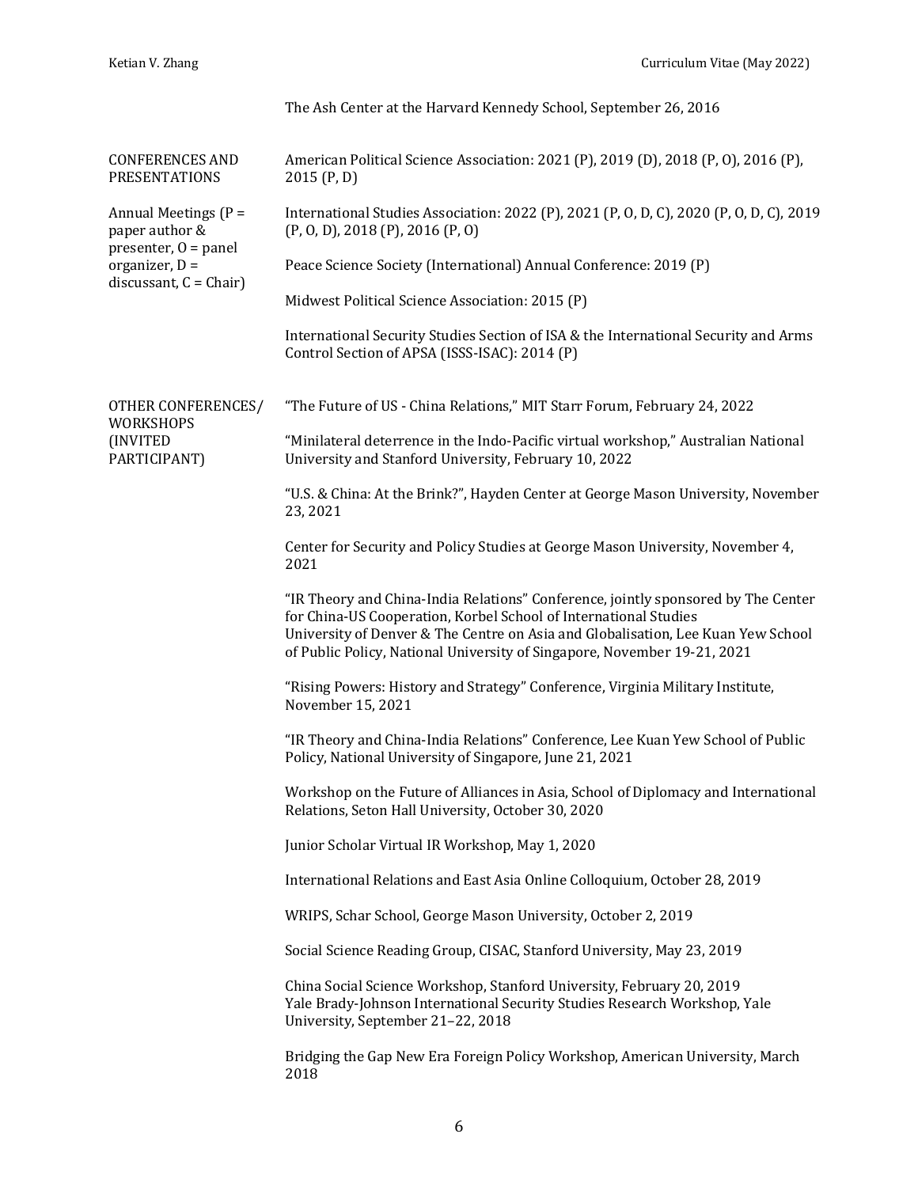The Ash Center at the Harvard Kennedy School, September 26, 2016

## CONFERENCES AND PRESENTATIONS

Annual Meetings (P = paper author & presenter, O = panel organizer, D = discussant, C = Chair)

American Political Science Association: 2021 (P), 2019 (D), 2018 (P, O), 2016 (P), 2015 (P, D)

International Studies Association: 2022 (P), 2021 (P, O, D, C), 2020 (P, O, D, C), 2019 (P, O, D), 2018 (P), 2016 (P, O)

Peace Science Society (International) Annual Conference: 2019 (P)

Midwest Political Science Association: 2015 (P)

International Security Studies Section of ISA & the International Security and Arms Control Section of APSA (ISSS-ISAC): 2014 (P)

## OTHER CONFERENCES/ WORKSHOPS (INVITED PARTICIPANT)

"The Future of US - China Relations," MIT Starr Forum, February 24, 2022

"Minilateral deterrence in the Indo-Pacific virtual workshop," Australian National University and Stanford University, February 10, 2022

"U.S. & China: At the Brink?", Hayden Center at George Mason University, November 23, 2021

Center for Security and Policy Studies at George Mason University, November 4, 2021

"IR Theory and China-India Relations" Conference, jointly sponsored by The Center for China-US Cooperation, Korbel School of International Studies University of Denver & The Centre on Asia and Globalisation, Lee Kuan Yew School of Public Policy, National University of Singapore, November 19-21, 2021

"Rising Powers: History and Strategy" Conference, Virginia Military Institute, November 15, 2021

"IR Theory and China-India Relations" Conference, Lee Kuan Yew School of Public Policy, National University of Singapore, June 21, 2021

Workshop on the Future of Alliances in Asia, School of Diplomacy and International Relations, Seton Hall University, October 30, 2020

Junior Scholar Virtual IR Workshop, May 1, 2020

International Relations and East Asia Online Colloquium, October 28, 2019

WRIPS, Schar School, George Mason University, October 2, 2019

Social Science Reading Group, CISAC, Stanford University, May 23, 2019

China Social Science Workshop, Stanford University, February 20, 2019
Yale Brady-Johnson International Security Studies Research Workshop, Yale University, September 21–22, 2018

Bridging the Gap New Era Foreign Policy Workshop, American University, March 2018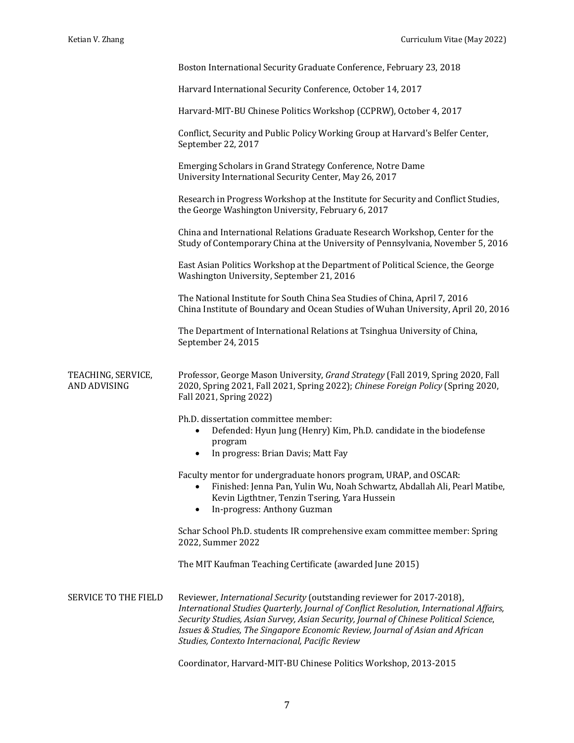Boston International Security Graduate Conference, February 23, 2018

Harvard International Security Conference, October 14, 2017

Harvard-MIT-BU Chinese Politics Workshop (CCPRW), October 4, 2017

Conflict, Security and Public Policy Working Group at Harvard's Belfer Center, September 22, 2017

Emerging Scholars in Grand Strategy Conference, Notre Dame University International Security Center, May 26, 2017

Research in Progress Workshop at the Institute for Security and Conflict Studies, the George Washington University, February 6, 2017

China and International Relations Graduate Research Workshop, Center for the Study of Contemporary China at the University of Pennsylvania, November 5, 2016

East Asian Politics Workshop at the Department of Political Science, the George Washington University, September 21, 2016

The National Institute for South China Sea Studies of China, April 7, 2016
China Institute of Boundary and Ocean Studies of Wuhan University, April 20, 2016

The Department of International Relations at Tsinghua University of China, September 24, 2015

## TEACHING, SERVICE, AND ADVISING

Professor, George Mason University, *Grand Strategy* (Fall 2019, Spring 2020, Fall 2020, Spring 2021, Fall 2021, Spring 2022); *Chinese Foreign Policy* (Spring 2020, Fall 2021, Spring 2022)

Ph.D. dissertation committee member:

- Defended: Hyun Jung (Henry) Kim, Ph.D. candidate in the biodefense program
- In progress: Brian Davis; Matt Fay

Faculty mentor for undergraduate honors program, URAP, and OSCAR:

- Finished: Jenna Pan, Yulin Wu, Noah Schwartz, Abdallah Ali, Pearl Matibe, Kevin Ligthtner, Tenzin Tsering, Yara Hussein
- In-progress: Anthony Guzman

Schar School Ph.D. students IR comprehensive exam committee member: Spring 2022, Summer 2022

The MIT Kaufman Teaching Certificate (awarded June 2015)

## SERVICE TO THE FIELD

Reviewer, *International Security* (outstanding reviewer for 2017-2018), *International Studies Quarterly, Journal of Conflict Resolution, International Affairs, Security Studies, Asian Survey, Asian Security, Journal of Chinese Political Science, Issues & Studies, The Singapore Economic Review, Journal of Asian and African Studies, Contexto Internacional, Pacific Review*

Coordinator, Harvard-MIT-BU Chinese Politics Workshop, 2013-2015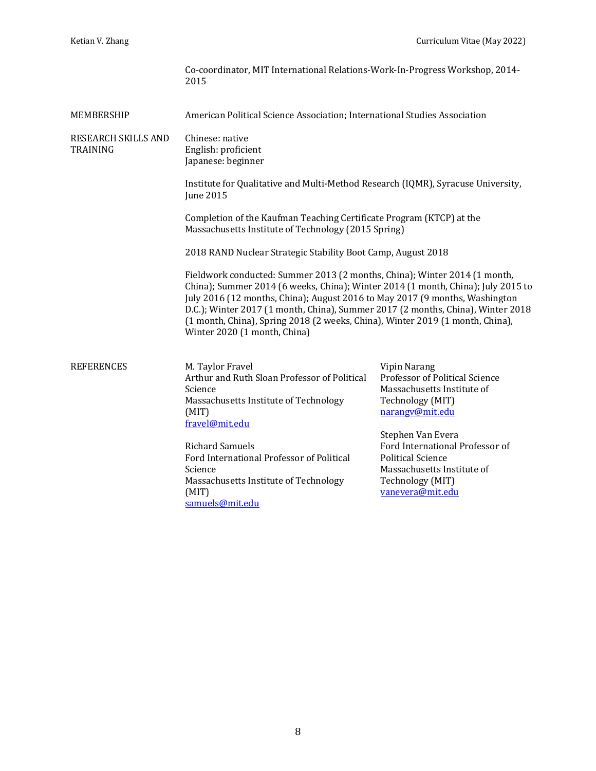Co-coordinator, MIT International Relations-Work-In-Progress Workshop, 2014-2015

## MEMBERSHIP

American Political Science Association; International Studies Association

## RESEARCH SKILLS AND TRAINING

Chinese: native
English: proficient
Japanese: beginner

Institute for Qualitative and Multi-Method Research (IQMR), Syracuse University, June 2015

Completion of the Kaufman Teaching Certificate Program (KTCP) at the Massachusetts Institute of Technology (2015 Spring)

2018 RAND Nuclear Strategic Stability Boot Camp, August 2018

Fieldwork conducted: Summer 2013 (2 months, China); Winter 2014 (1 month, China); Summer 2014 (6 weeks, China); Winter 2014 (1 month, China); July 2015 to July 2016 (12 months, China); August 2016 to May 2017 (9 months, Washington D.C.); Winter 2017 (1 month, China), Summer 2017 (2 months, China), Winter 2018 (1 month, China), Spring 2018 (2 weeks, China), Winter 2019 (1 month, China), Winter 2020 (1 month, China)

## REFERENCES

M. Taylor Fravel
Arthur and Ruth Sloan Professor of Political Science
Massachusetts Institute of Technology (MIT)
fravel@mit.edu

Richard Samuels
Ford International Professor of Political Science
Massachusetts Institute of Technology (MIT)
samuels@mit.edu

Vipin Narang
Professor of Political Science
Massachusetts Institute of Technology (MIT)
narangv@mit.edu

Stephen Van Evera
Ford International Professor of Political Science
Massachusetts Institute of Technology (MIT)
vanevera@mit.edu